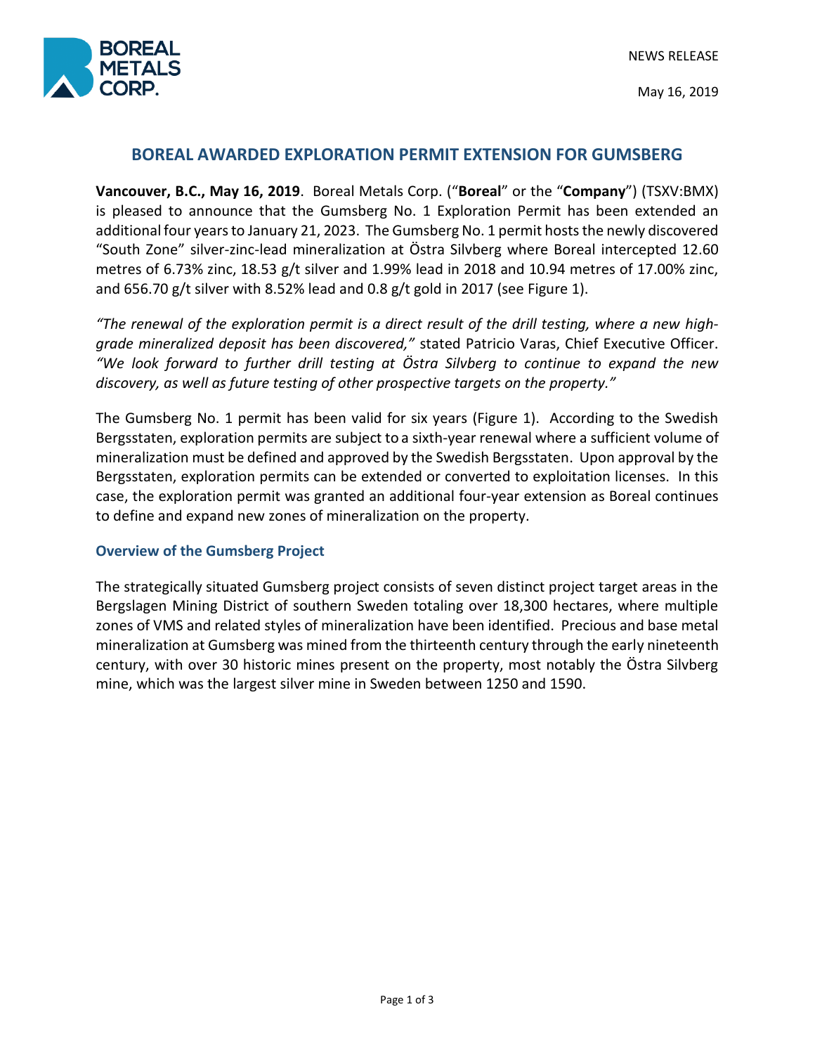NEWS RELEASE

May 16, 2019

# BOREAL AWARDED EXPLORATION PERMIT EXTENSION FOR GUMSBERG

**Vancouver, B.C., May 16, 2019**. Boreal Metals Corp. ("**Boreal**" or the "**Company**") (TSXV:BMX) is pleased to announce that the Gumsberg No. 1 Exploration Permit has been extended an additional four years to January 21, 2023. The Gumsberg No. 1 permit hosts the newly discovered "South Zone" silver-zinc-lead mineralization at Östra Silvberg where Boreal intercepted 12.60 metres of 6.73% zinc, 18.53 g/t silver and 1.99% lead in 2018 and 10.94 metres of 17.00% zinc, and 656.70 g/t silver with 8.52% lead and 0.8 g/t gold in 2017 (see Figure 1).

*"The renewal of the exploration permit is a direct result of the drill testing, where a new high-grade mineralized deposit has been discovered,"* stated Patricio Varas, Chief Executive Officer. *"We look forward to further drill testing at Östra Silvberg to continue to expand the new discovery, as well as future testing of other prospective targets on the property."*

The Gumsberg No. 1 permit has been valid for six years (Figure 1). According to the Swedish Bergsstaten, exploration permits are subject to a sixth-year renewal where a sufficient volume of mineralization must be defined and approved by the Swedish Bergsstaten. Upon approval by the Bergsstaten, exploration permits can be extended or converted to exploitation licenses. In this case, the exploration permit was granted an additional four-year extension as Boreal continues to define and expand new zones of mineralization on the property.

## Overview of the Gumsberg Project

The strategically situated Gumsberg project consists of seven distinct project target areas in the Bergslagen Mining District of southern Sweden totaling over 18,300 hectares, where multiple zones of VMS and related styles of mineralization have been identified. Precious and base metal mineralization at Gumsberg was mined from the thirteenth century through the early nineteenth century, with over 30 historic mines present on the property, most notably the Östra Silvberg mine, which was the largest silver mine in Sweden between 1250 and 1590.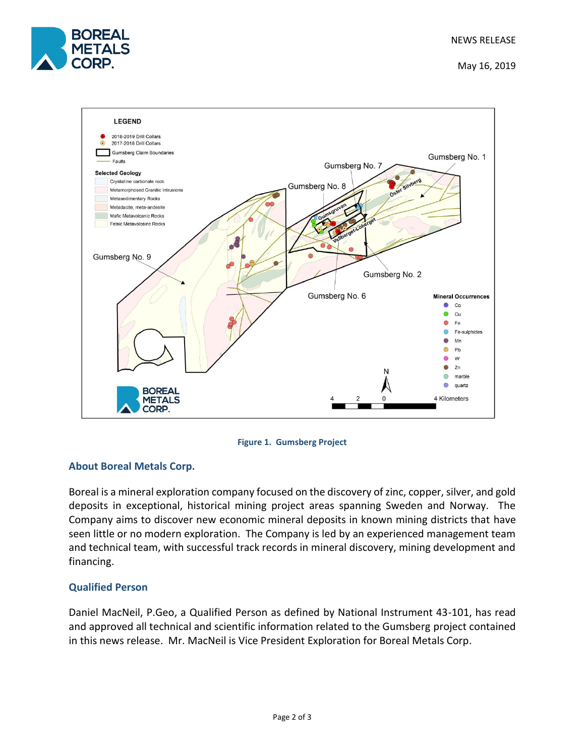Figure 1. Gumsberg Project

## About Boreal Metals Corp.

Boreal is a mineral exploration company focused on the discovery of zinc, copper, silver, and gold deposits in exceptional, historical mining project areas spanning Sweden and Norway. The Company aims to discover new economic mineral deposits in known mining districts that have seen little or no modern exploration. The Company is led by an experienced management team and technical team, with successful track records in mineral discovery, mining development and financing.

## Qualified Person

Daniel MacNeil, P.Geo, a Qualified Person as defined by National Instrument 43-101, has read and approved all technical and scientific information related to the Gumsberg project contained in this news release. Mr. MacNeil is Vice President Exploration for Boreal Metals Corp.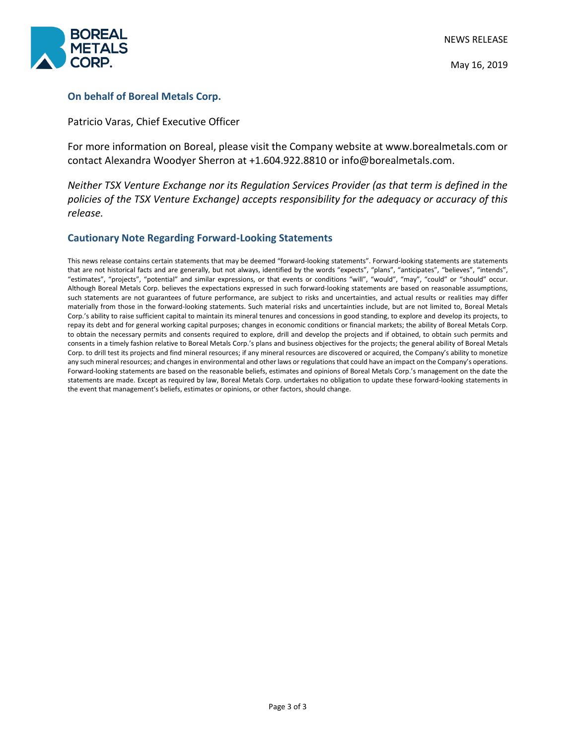## On behalf of Boreal Metals Corp.

Patricio Varas, Chief Executive Officer

For more information on Boreal, please visit the Company website at www.borealmetals.com or contact Alexandra Woodyer Sherron at +1.604.922.8810 or info@borealmetals.com.

*Neither TSX Venture Exchange nor its Regulation Services Provider (as that term is defined in the policies of the TSX Venture Exchange) accepts responsibility for the adequacy or accuracy of this release.*

## Cautionary Note Regarding Forward-Looking Statements

This news release contains certain statements that may be deemed “forward-looking statements”. Forward-looking statements are statements that are not historical facts and are generally, but not always, identified by the words “expects”, “plans”, “anticipates”, “believes”, “intends”, “estimates”, “projects”, “potential” and similar expressions, or that events or conditions “will”, “would”, “may”, “could” or “should” occur. Although Boreal Metals Corp. believes the expectations expressed in such forward-looking statements are based on reasonable assumptions, such statements are not guarantees of future performance, are subject to risks and uncertainties, and actual results or realities may differ materially from those in the forward-looking statements. Such material risks and uncertainties include, but are not limited to, Boreal Metals Corp.’s ability to raise sufficient capital to maintain its mineral tenures and concessions in good standing, to explore and develop its projects, to repay its debt and for general working capital purposes; changes in economic conditions or financial markets; the ability of Boreal Metals Corp. to obtain the necessary permits and consents required to explore, drill and develop the projects and if obtained, to obtain such permits and consents in a timely fashion relative to Boreal Metals Corp.’s plans and business objectives for the projects; the general ability of Boreal Metals Corp. to drill test its projects and find mineral resources; if any mineral resources are discovered or acquired, the Company’s ability to monetize any such mineral resources; and changes in environmental and other laws or regulations that could have an impact on the Company’s operations. Forward-looking statements are based on the reasonable beliefs, estimates and opinions of Boreal Metals Corp.’s management on the date the statements are made. Except as required by law, Boreal Metals Corp. undertakes no obligation to update these forward-looking statements in the event that management’s beliefs, estimates or opinions, or other factors, should change.